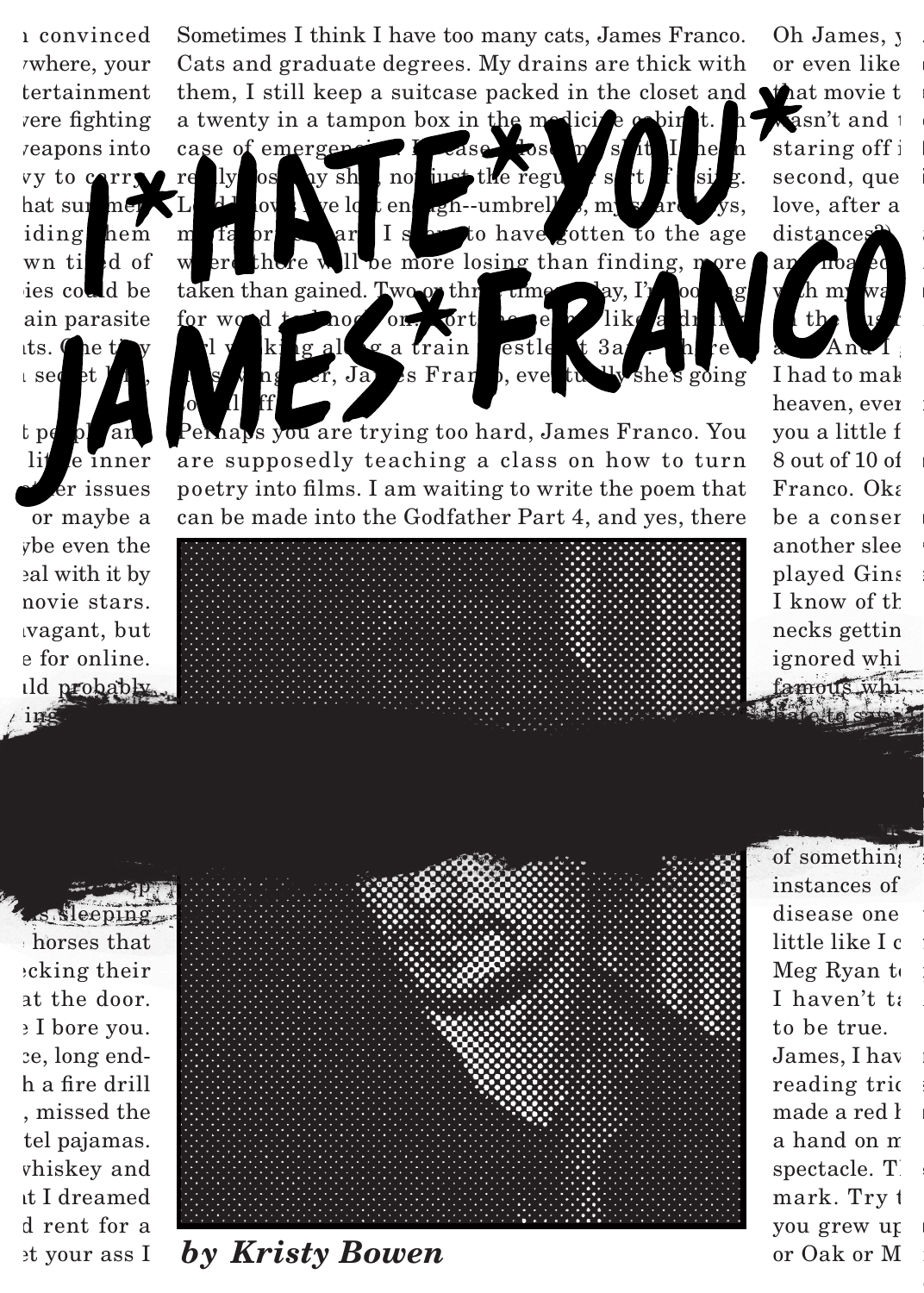# I*HATE*YOU* JAMES*FRANCO

*by Kristy Bowen*

Sometimes I think I have too many cats, James Franco. Cats and graduate degrees. My drains are thick with them, I still keep a suitcase packed in the closet and a twenty in a tampon box in the medicine cabinet. In case of emergencies.

Perhaps you are trying too hard, James Franco. You are supposedly teaching a class on how to turn poetry into films. I am waiting to write the poem that can be made into the Godfather Part 4, and yes, there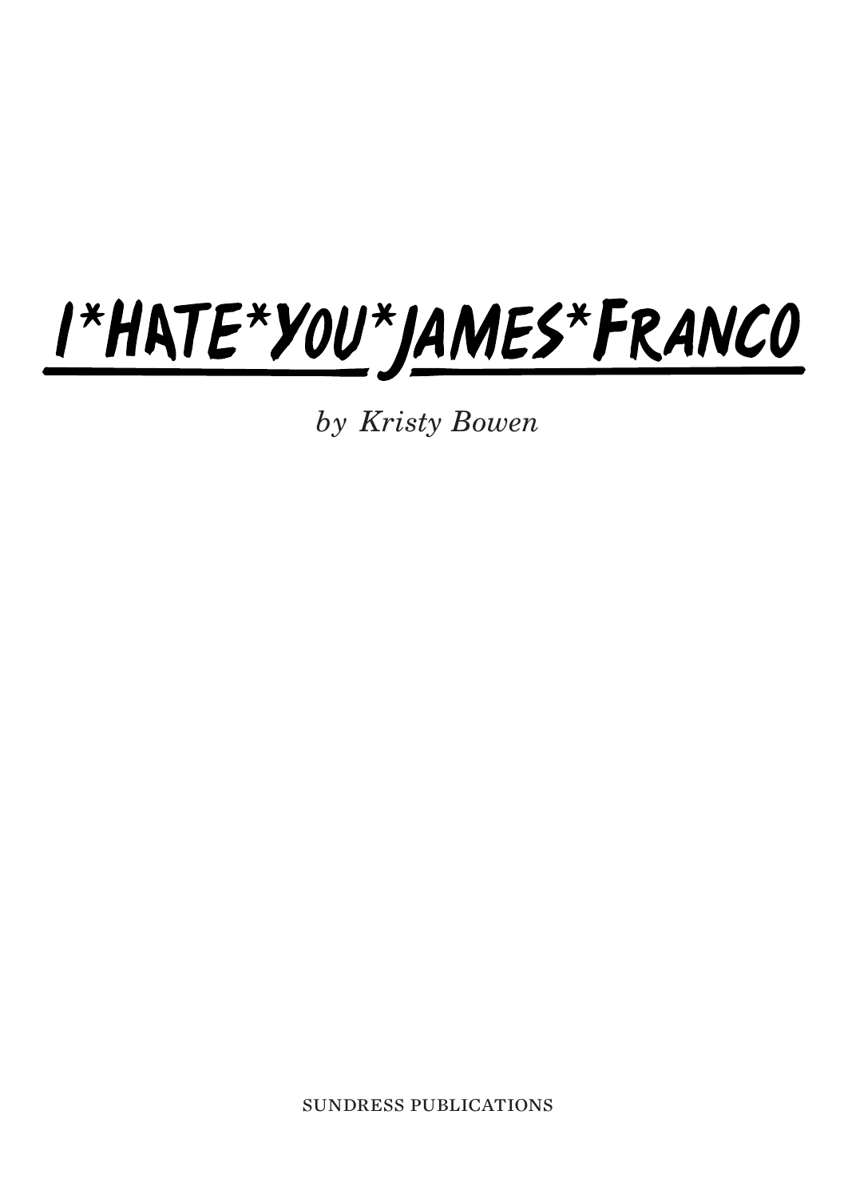# I*HATE*YOU*JAMES*FRANCO

*by Kristy Bowen*

SUNDRESS PUBLICATIONS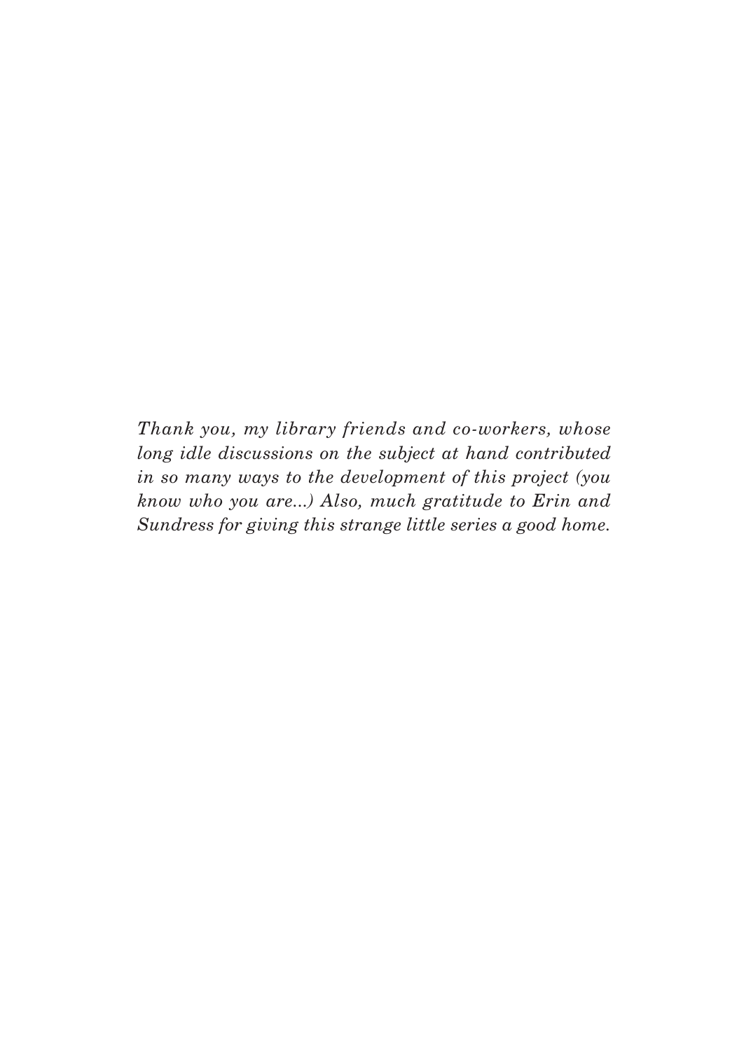*Thank you, my library friends and co-workers, whose long idle discussions on the subject at hand contributed in so many ways to the development of this project (you know who you are...) Also, much gratitude to Erin and Sundress for giving this strange little series a good home.*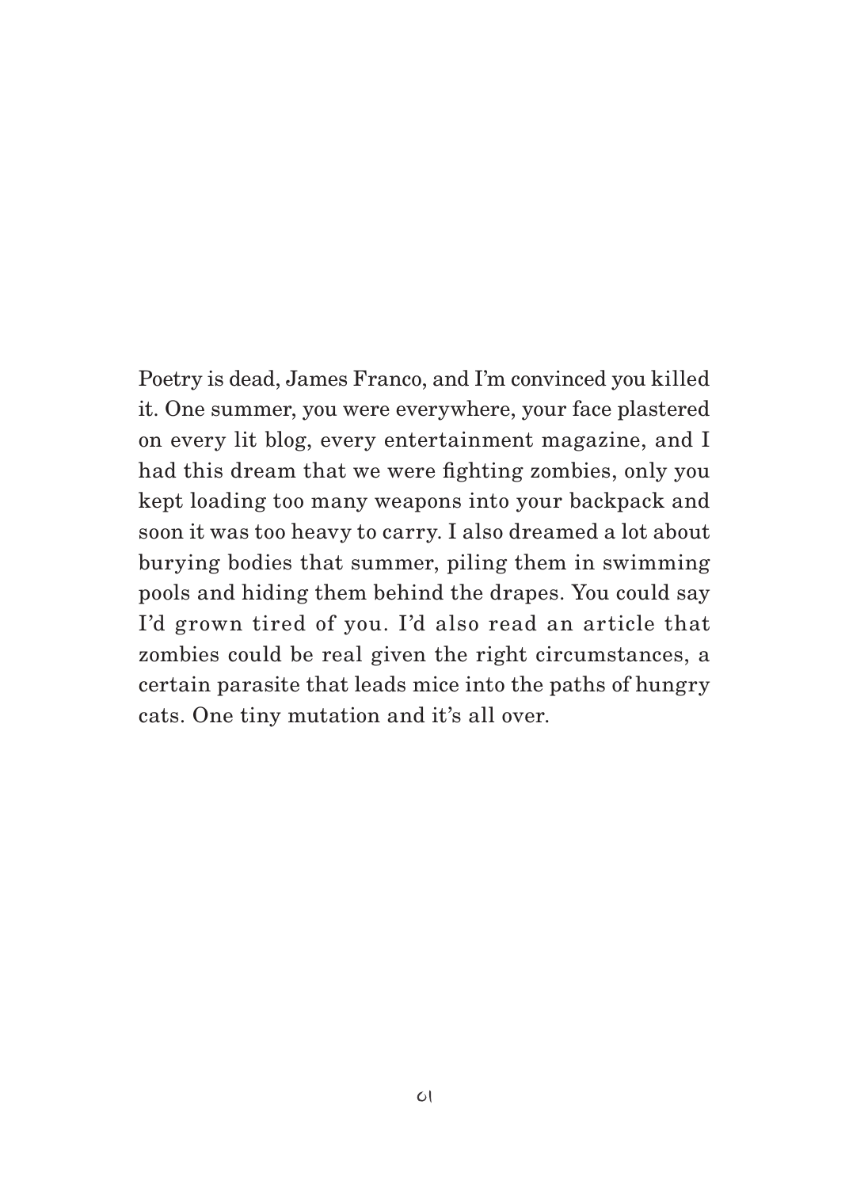Poetry is dead, James Franco, and I'm convinced you killed it. One summer, you were everywhere, your face plastered on every lit blog, every entertainment magazine, and I had this dream that we were fighting zombies, only you kept loading too many weapons into your backpack and soon it was too heavy to carry. I also dreamed a lot about burying bodies that summer, piling them in swimming pools and hiding them behind the drapes. You could say I'd grown tired of you. I'd also read an article that zombies could be real given the right circumstances, a certain parasite that leads mice into the paths of hungry cats. One tiny mutation and it's all over.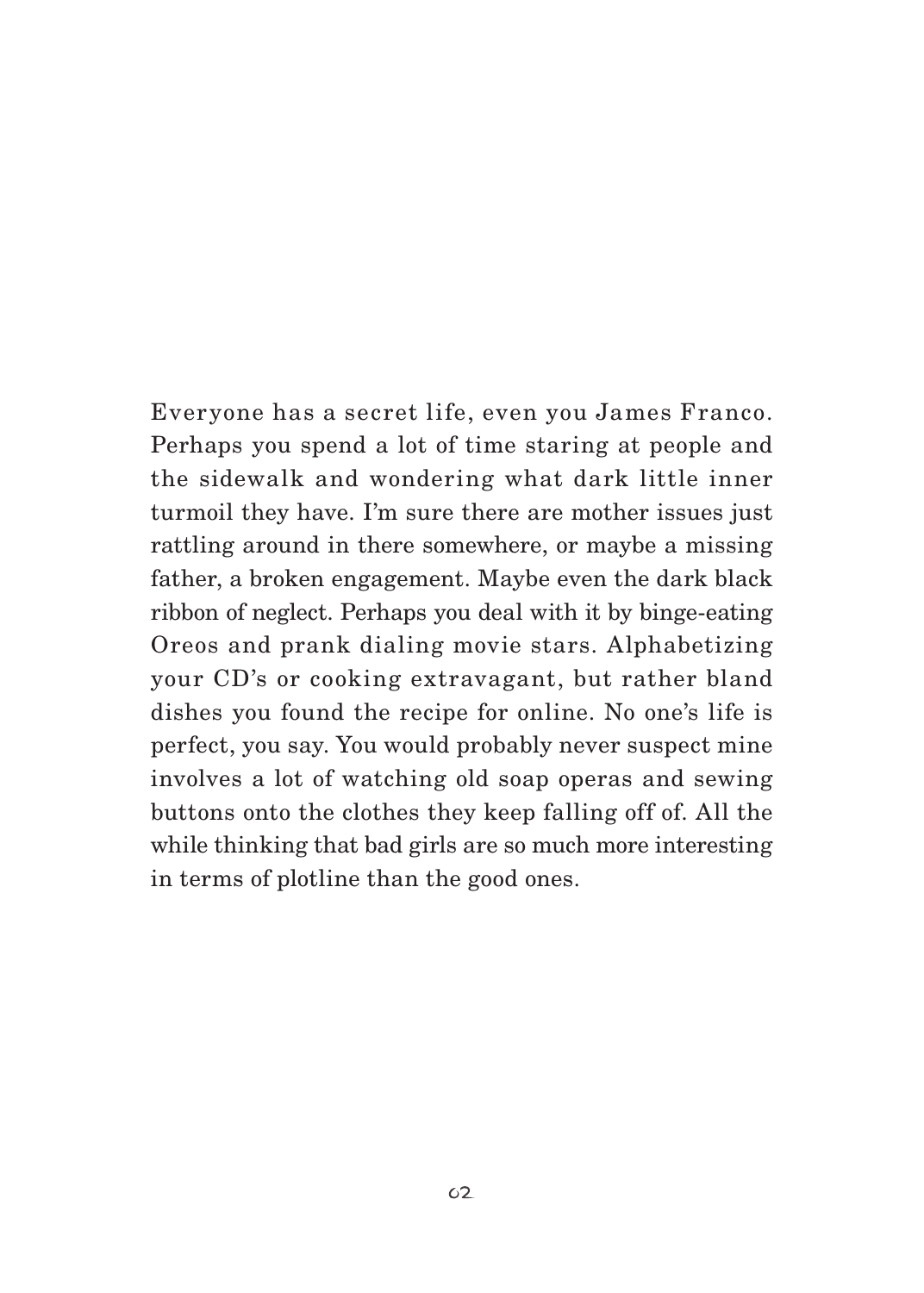Everyone has a secret life, even you James Franco. Perhaps you spend a lot of time staring at people and the sidewalk and wondering what dark little inner turmoil they have. I'm sure there are mother issues just rattling around in there somewhere, or maybe a missing father, a broken engagement. Maybe even the dark black ribbon of neglect. Perhaps you deal with it by binge-eating Oreos and prank dialing movie stars. Alphabetizing your CD's or cooking extravagant, but rather bland dishes you found the recipe for online. No one's life is perfect, you say. You would probably never suspect mine involves a lot of watching old soap operas and sewing buttons onto the clothes they keep falling off of. All the while thinking that bad girls are so much more interesting in terms of plotline than the good ones.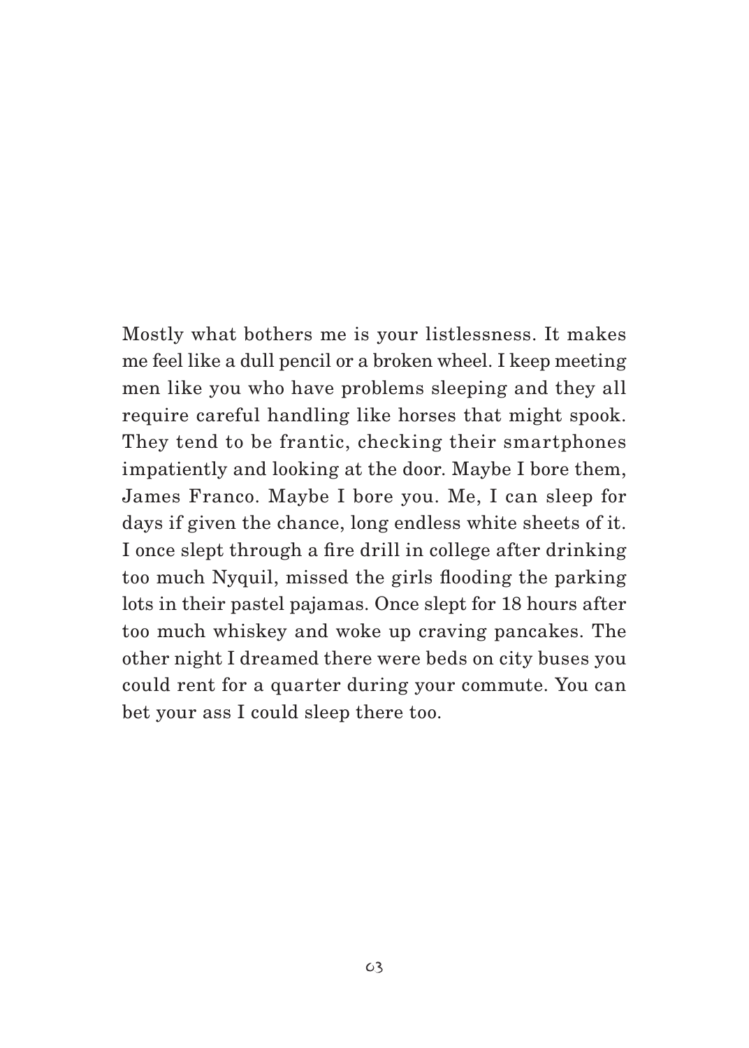Mostly what bothers me is your listlessness. It makes me feel like a dull pencil or a broken wheel. I keep meeting men like you who have problems sleeping and they all require careful handling like horses that might spook. They tend to be frantic, checking their smartphones impatiently and looking at the door. Maybe I bore them, James Franco. Maybe I bore you. Me, I can sleep for days if given the chance, long endless white sheets of it. I once slept through a fire drill in college after drinking too much Nyquil, missed the girls flooding the parking lots in their pastel pajamas. Once slept for 18 hours after too much whiskey and woke up craving pancakes. The other night I dreamed there were beds on city buses you could rent for a quarter during your commute. You can bet your ass I could sleep there too.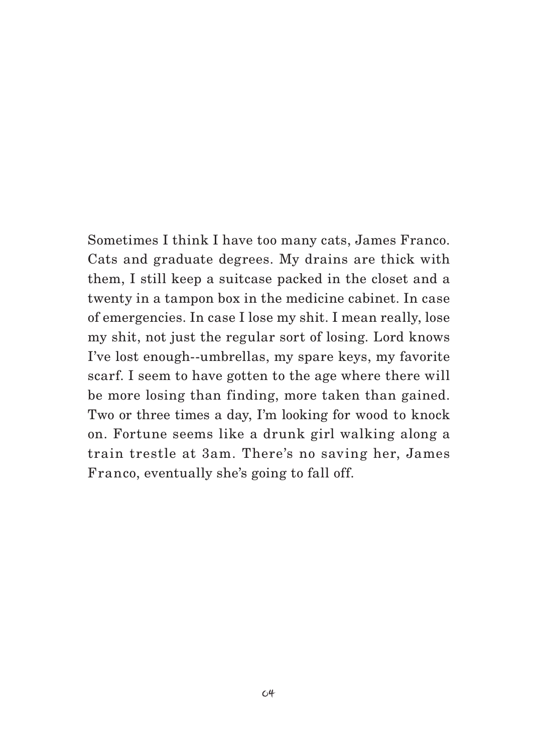Sometimes I think I have too many cats, James Franco. Cats and graduate degrees. My drains are thick with them, I still keep a suitcase packed in the closet and a twenty in a tampon box in the medicine cabinet. In case of emergencies. In case I lose my shit. I mean really, lose my shit, not just the regular sort of losing. Lord knows I've lost enough--umbrellas, my spare keys, my favorite scarf. I seem to have gotten to the age where there will be more losing than finding, more taken than gained. Two or three times a day, I'm looking for wood to knock on. Fortune seems like a drunk girl walking along a train trestle at 3am. There's no saving her, James Franco, eventually she's going to fall off.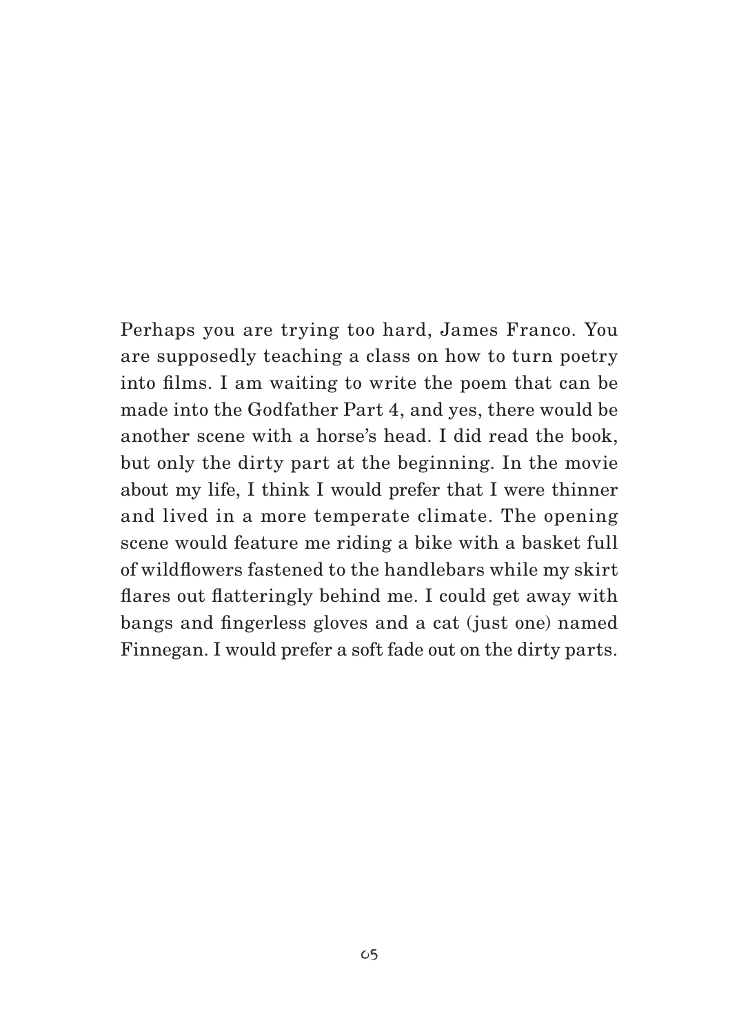Perhaps you are trying too hard, James Franco. You are supposedly teaching a class on how to turn poetry into films. I am waiting to write the poem that can be made into the Godfather Part 4, and yes, there would be another scene with a horse's head. I did read the book, but only the dirty part at the beginning. In the movie about my life, I think I would prefer that I were thinner and lived in a more temperate climate. The opening scene would feature me riding a bike with a basket full of wildflowers fastened to the handlebars while my skirt flares out flatteringly behind me. I could get away with bangs and fingerless gloves and a cat (just one) named Finnegan. I would prefer a soft fade out on the dirty parts.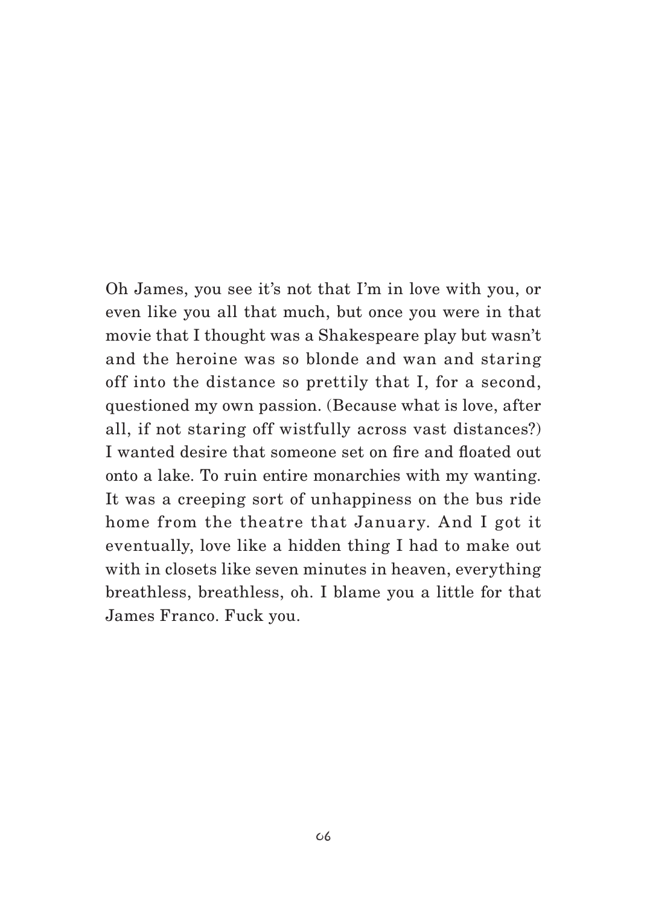Oh James, you see it's not that I'm in love with you, or even like you all that much, but once you were in that movie that I thought was a Shakespeare play but wasn't and the heroine was so blonde and wan and staring off into the distance so prettily that I, for a second, questioned my own passion. (Because what is love, after all, if not staring off wistfully across vast distances?) I wanted desire that someone set on fire and floated out onto a lake. To ruin entire monarchies with my wanting. It was a creeping sort of unhappiness on the bus ride home from the theatre that January. And I got it eventually, love like a hidden thing I had to make out with in closets like seven minutes in heaven, everything breathless, breathless, oh. I blame you a little for that James Franco. Fuck you.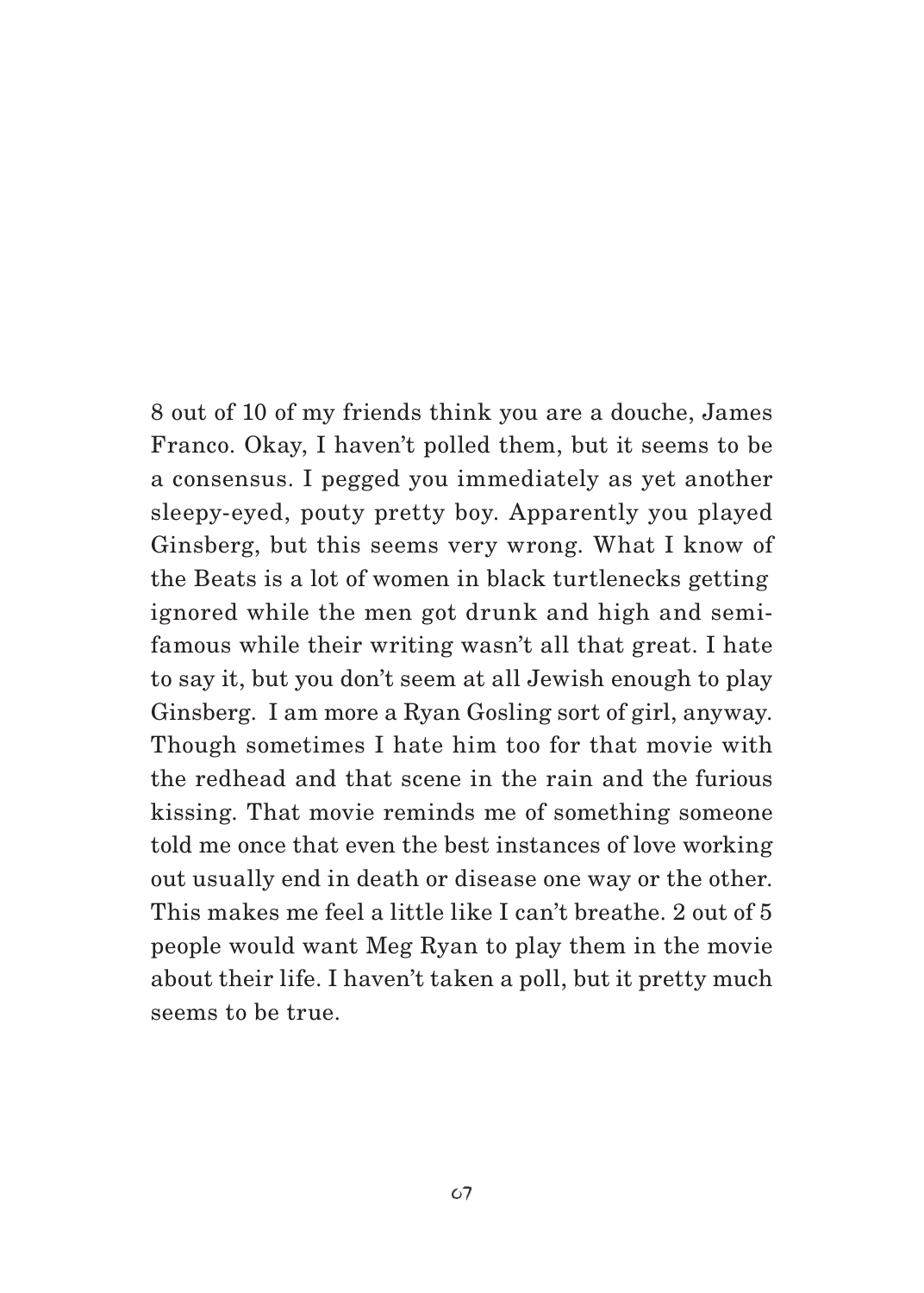8 out of 10 of my friends think you are a douche, James Franco. Okay, I haven't polled them, but it seems to be a consensus. I pegged you immediately as yet another sleepy-eyed, pouty pretty boy. Apparently you played Ginsberg, but this seems very wrong. What I know of the Beats is a lot of women in black turtlenecks getting ignored while the men got drunk and high and semi-famous while their writing wasn't all that great. I hate to say it, but you don't seem at all Jewish enough to play Ginsberg. I am more a Ryan Gosling sort of girl, anyway. Though sometimes I hate him too for that movie with the redhead and that scene in the rain and the furious kissing. That movie reminds me of something someone told me once that even the best instances of love working out usually end in death or disease one way or the other. This makes me feel a little like I can't breathe. 2 out of 5 people would want Meg Ryan to play them in the movie about their life. I haven't taken a poll, but it pretty much seems to be true.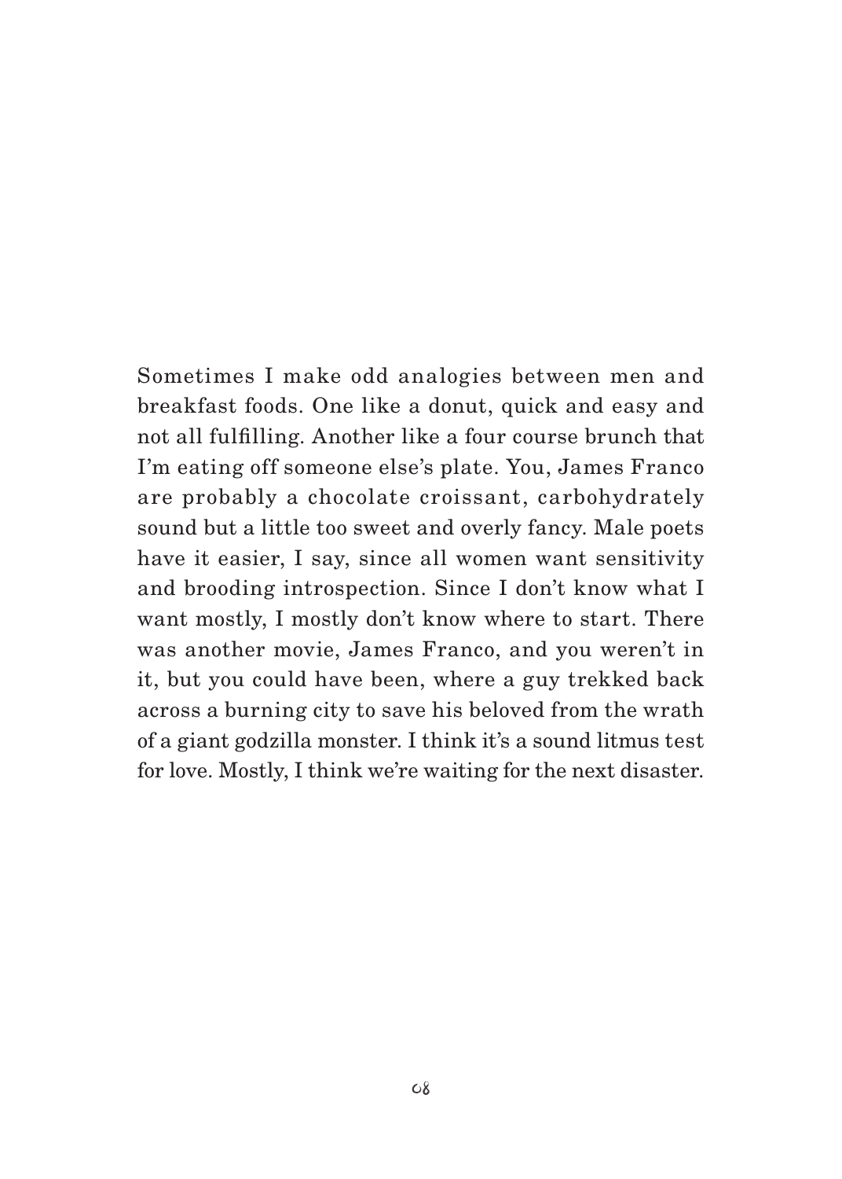Sometimes I make odd analogies between men and breakfast foods. One like a donut, quick and easy and not all fulfilling. Another like a four course brunch that I'm eating off someone else's plate. You, James Franco are probably a chocolate croissant, carbohydrately sound but a little too sweet and overly fancy. Male poets have it easier, I say, since all women want sensitivity and brooding introspection. Since I don't know what I want mostly, I mostly don't know where to start. There was another movie, James Franco, and you weren't in it, but you could have been, where a guy trekked back across a burning city to save his beloved from the wrath of a giant godzilla monster. I think it's a sound litmus test for love. Mostly, I think we're waiting for the next disaster.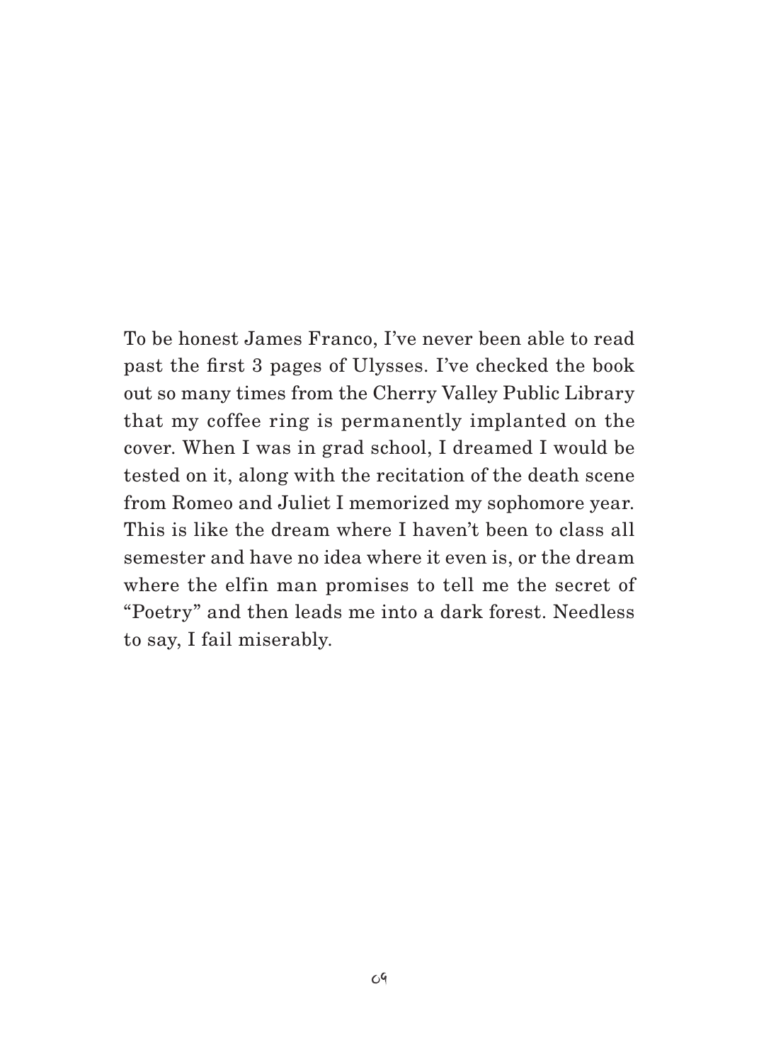To be honest James Franco, I've never been able to read past the first 3 pages of Ulysses. I've checked the book out so many times from the Cherry Valley Public Library that my coffee ring is permanently implanted on the cover. When I was in grad school, I dreamed I would be tested on it, along with the recitation of the death scene from Romeo and Juliet I memorized my sophomore year. This is like the dream where I haven't been to class all semester and have no idea where it even is, or the dream where the elfin man promises to tell me the secret of "Poetry" and then leads me into a dark forest. Needless to say, I fail miserably.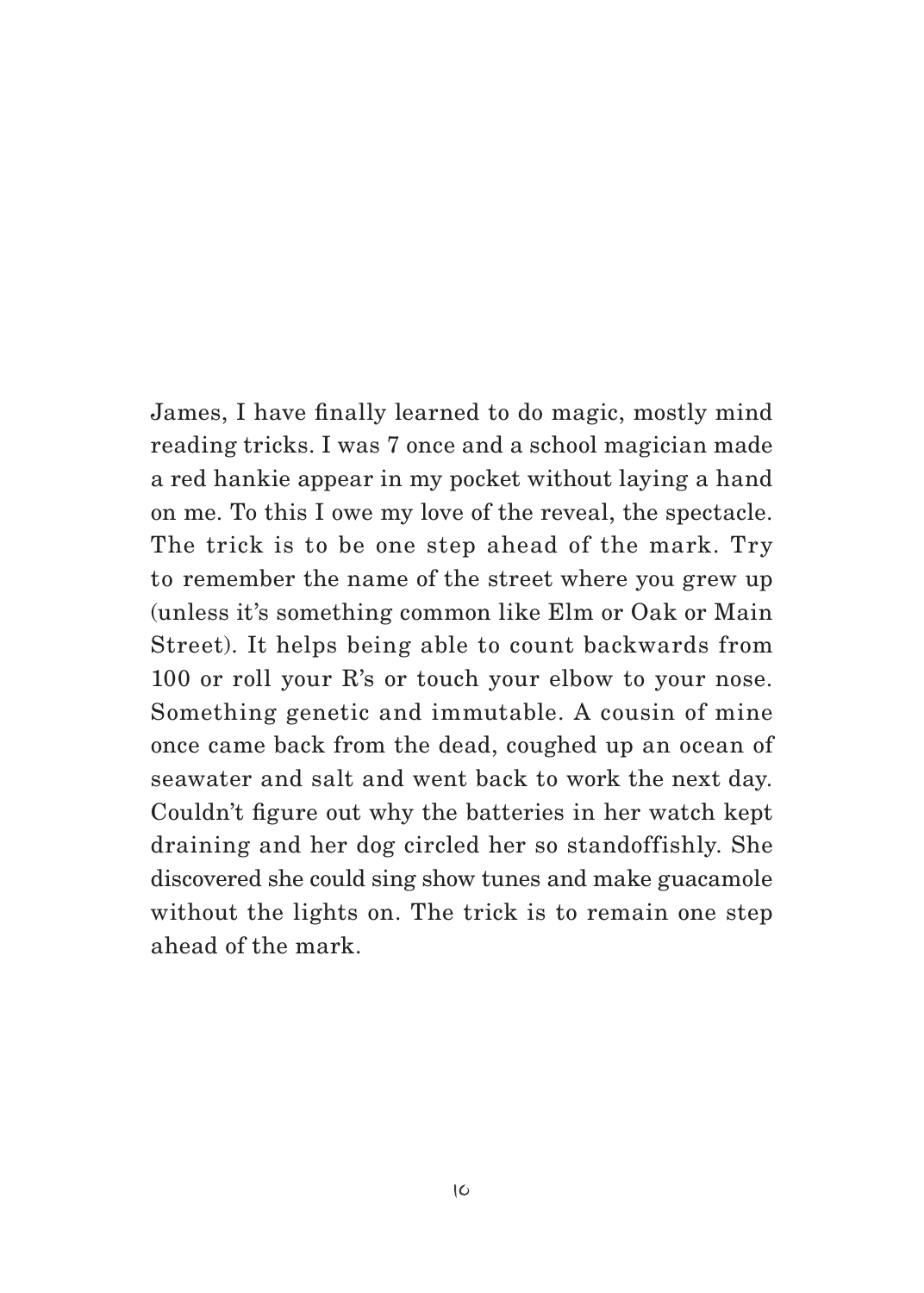James, I have finally learned to do magic, mostly mind reading tricks. I was 7 once and a school magician made a red hankie appear in my pocket without laying a hand on me. To this I owe my love of the reveal, the spectacle. The trick is to be one step ahead of the mark. Try to remember the name of the street where you grew up (unless it's something common like Elm or Oak or Main Street). It helps being able to count backwards from 100 or roll your R's or touch your elbow to your nose. Something genetic and immutable. A cousin of mine once came back from the dead, coughed up an ocean of seawater and salt and went back to work the next day. Couldn't figure out why the batteries in her watch kept draining and her dog circled her so standoffishly. She discovered she could sing show tunes and make guacamole without the lights on. The trick is to remain one step ahead of the mark.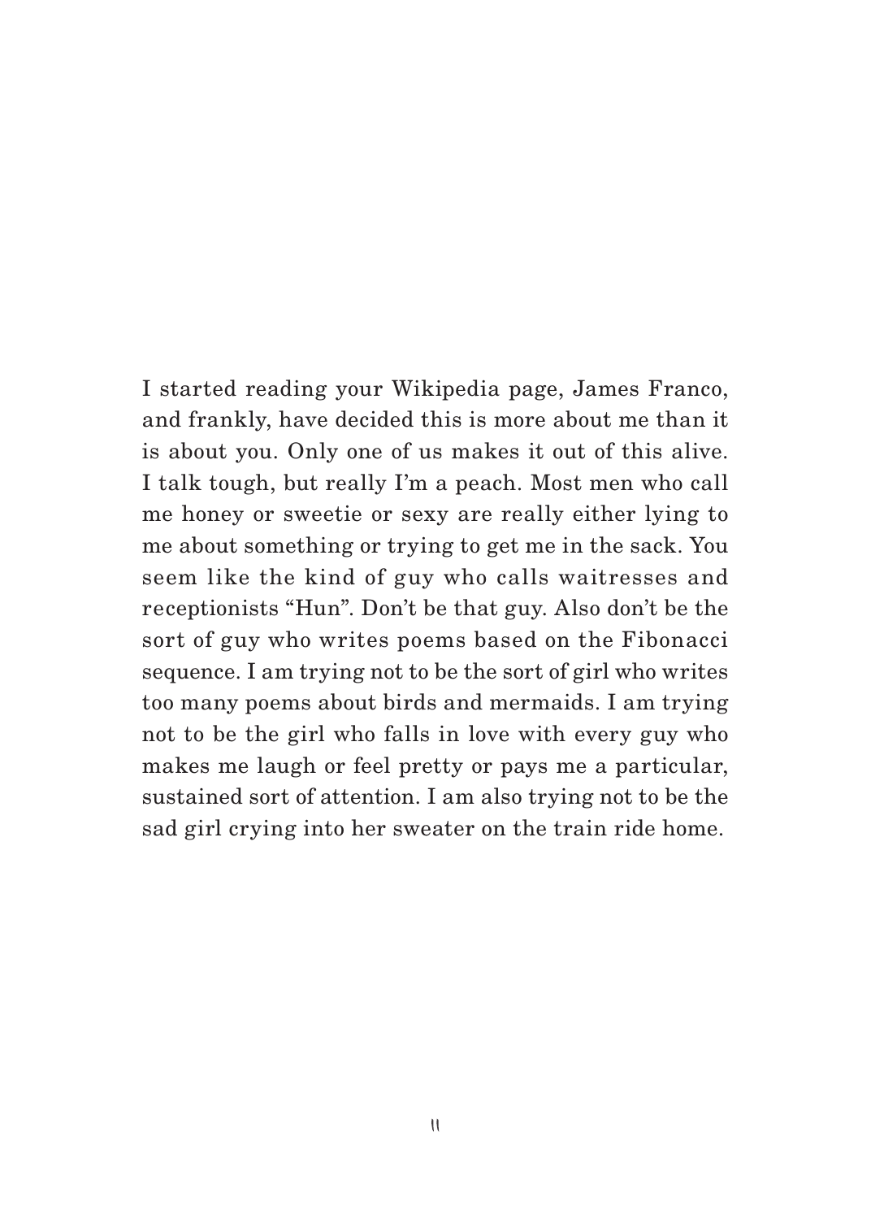I started reading your Wikipedia page, James Franco, and frankly, have decided this is more about me than it is about you. Only one of us makes it out of this alive. I talk tough, but really I'm a peach. Most men who call me honey or sweetie or sexy are really either lying to me about something or trying to get me in the sack. You seem like the kind of guy who calls waitresses and receptionists "Hun". Don't be that guy. Also don't be the sort of guy who writes poems based on the Fibonacci sequence. I am trying not to be the sort of girl who writes too many poems about birds and mermaids. I am trying not to be the girl who falls in love with every guy who makes me laugh or feel pretty or pays me a particular, sustained sort of attention. I am also trying not to be the sad girl crying into her sweater on the train ride home.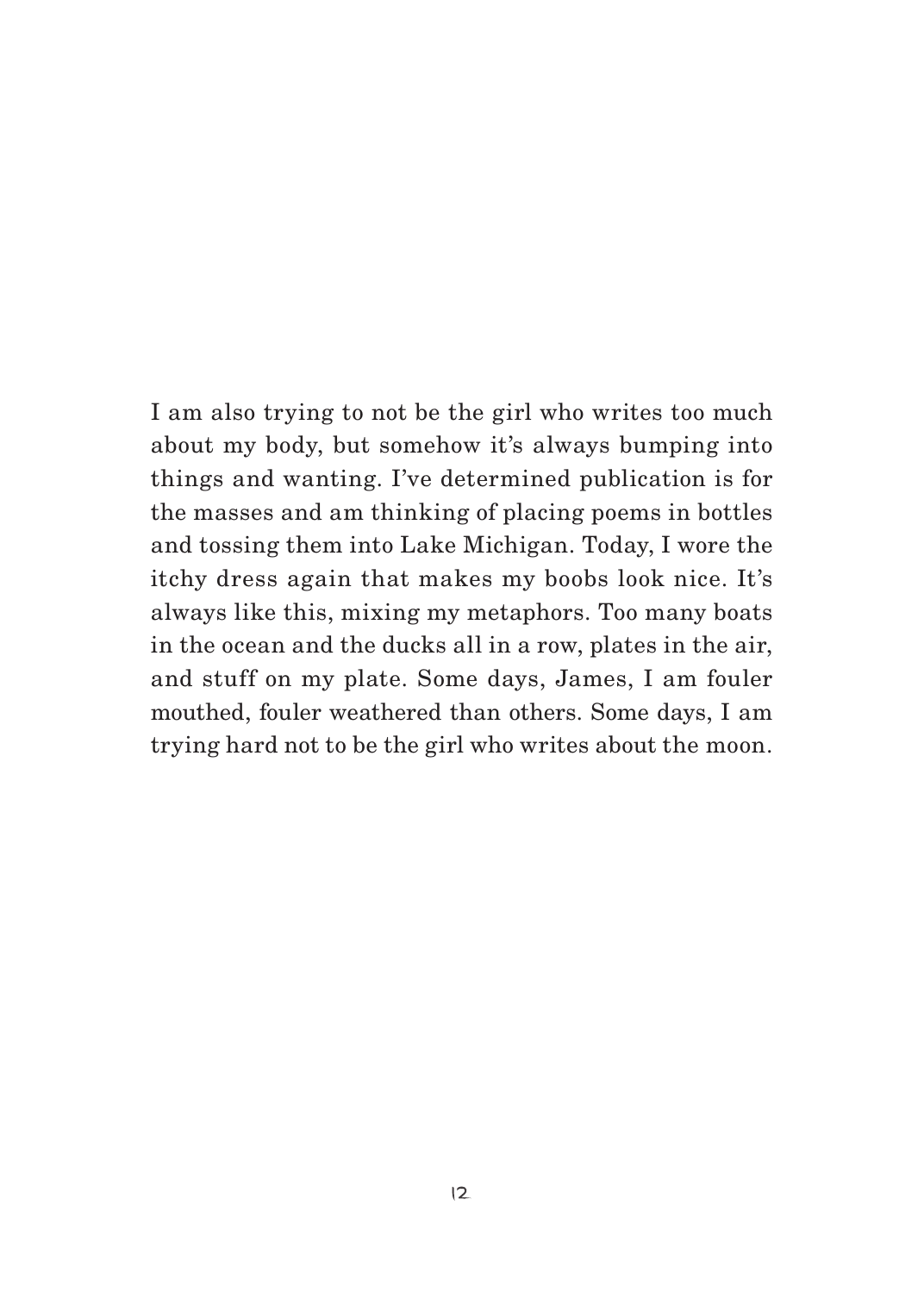I am also trying to not be the girl who writes too much about my body, but somehow it's always bumping into things and wanting. I've determined publication is for the masses and am thinking of placing poems in bottles and tossing them into Lake Michigan. Today, I wore the itchy dress again that makes my boobs look nice. It's always like this, mixing my metaphors. Too many boats in the ocean and the ducks all in a row, plates in the air, and stuff on my plate. Some days, James, I am fouler mouthed, fouler weathered than others. Some days, I am trying hard not to be the girl who writes about the moon.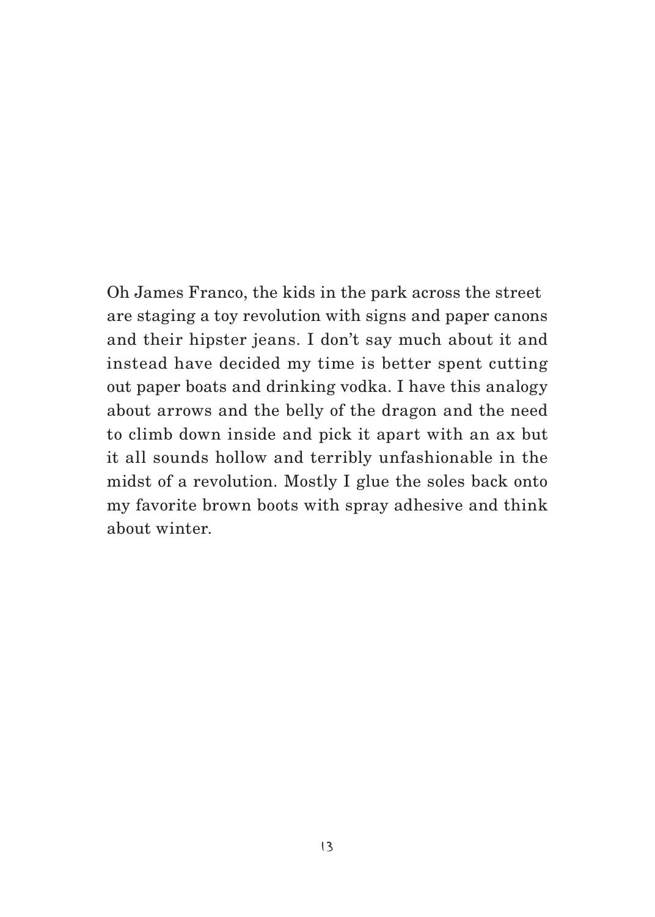Oh James Franco, the kids in the park across the street are staging a toy revolution with signs and paper canons and their hipster jeans. I don't say much about it and instead have decided my time is better spent cutting out paper boats and drinking vodka. I have this analogy about arrows and the belly of the dragon and the need to climb down inside and pick it apart with an ax but it all sounds hollow and terribly unfashionable in the midst of a revolution. Mostly I glue the soles back onto my favorite brown boots with spray adhesive and think about winter.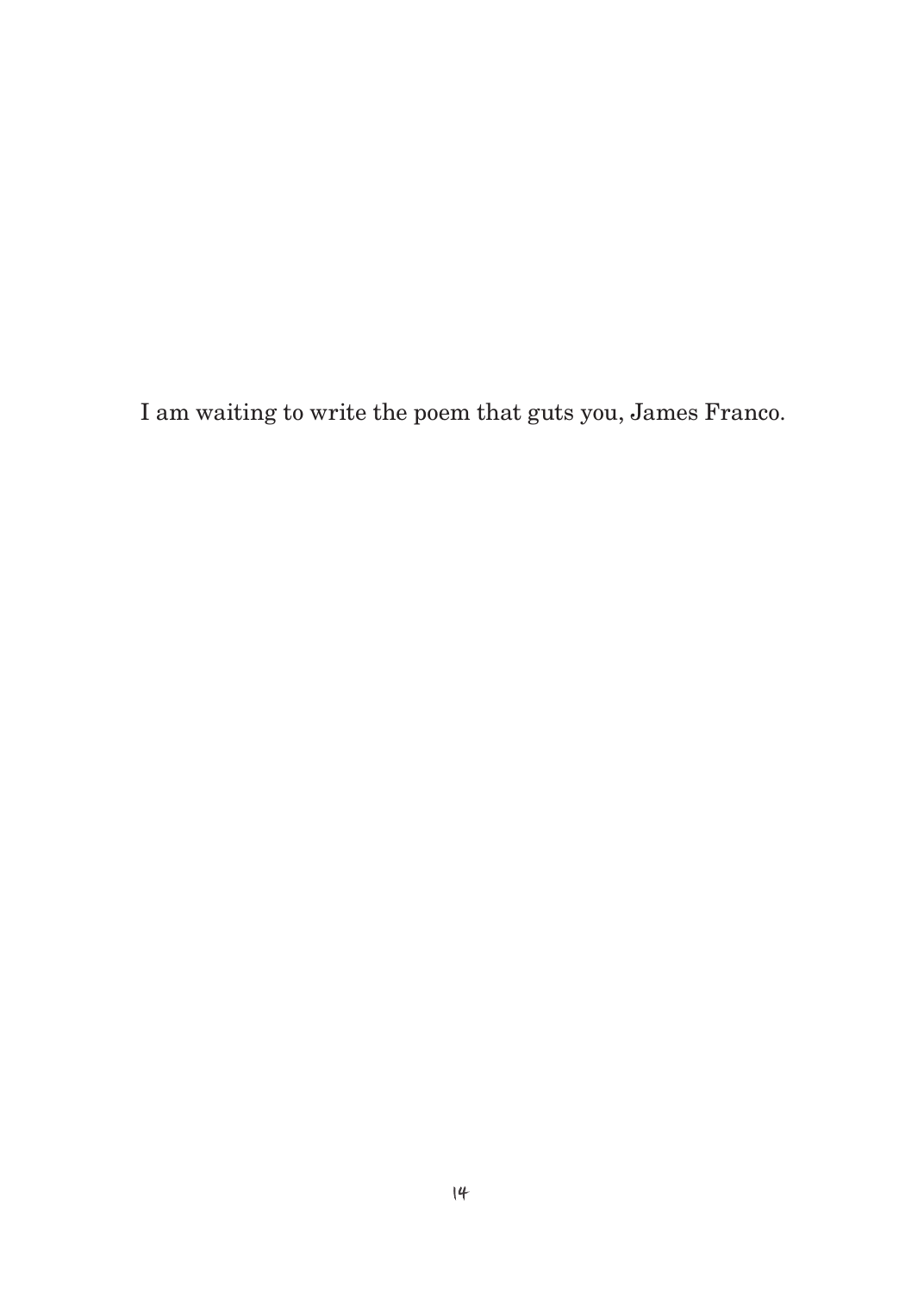I am waiting to write the poem that guts you, James Franco.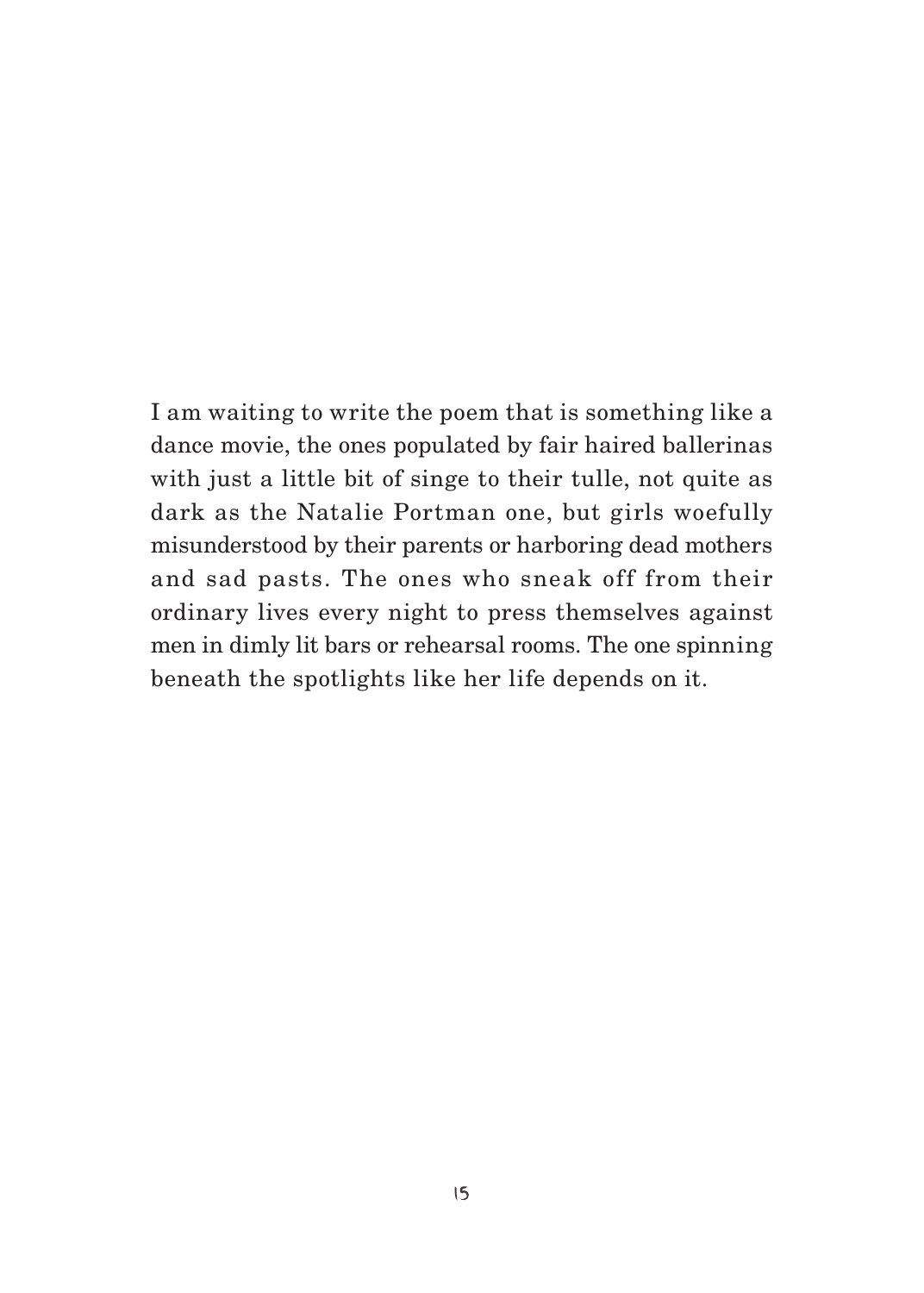I am waiting to write the poem that is something like a dance movie, the ones populated by fair haired ballerinas with just a little bit of singe to their tulle, not quite as dark as the Natalie Portman one, but girls woefully misunderstood by their parents or harboring dead mothers and sad pasts. The ones who sneak off from their ordinary lives every night to press themselves against men in dimly lit bars or rehearsal rooms. The one spinning beneath the spotlights like her life depends on it.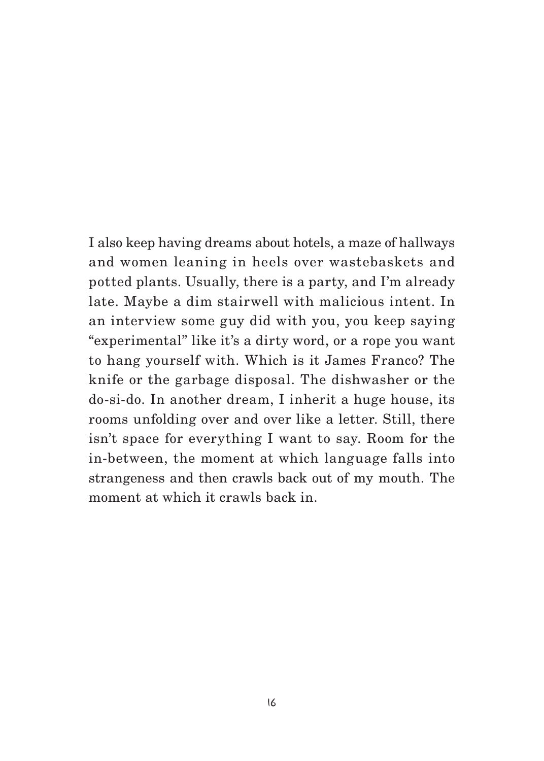I also keep having dreams about hotels, a maze of hallways and women leaning in heels over wastebaskets and potted plants. Usually, there is a party, and I'm already late. Maybe a dim stairwell with malicious intent. In an interview some guy did with you, you keep saying "experimental" like it's a dirty word, or a rope you want to hang yourself with. Which is it James Franco? The knife or the garbage disposal. The dishwasher or the do-si-do. In another dream, I inherit a huge house, its rooms unfolding over and over like a letter. Still, there isn't space for everything I want to say. Room for the in-between, the moment at which language falls into strangeness and then crawls back out of my mouth. The moment at which it crawls back in.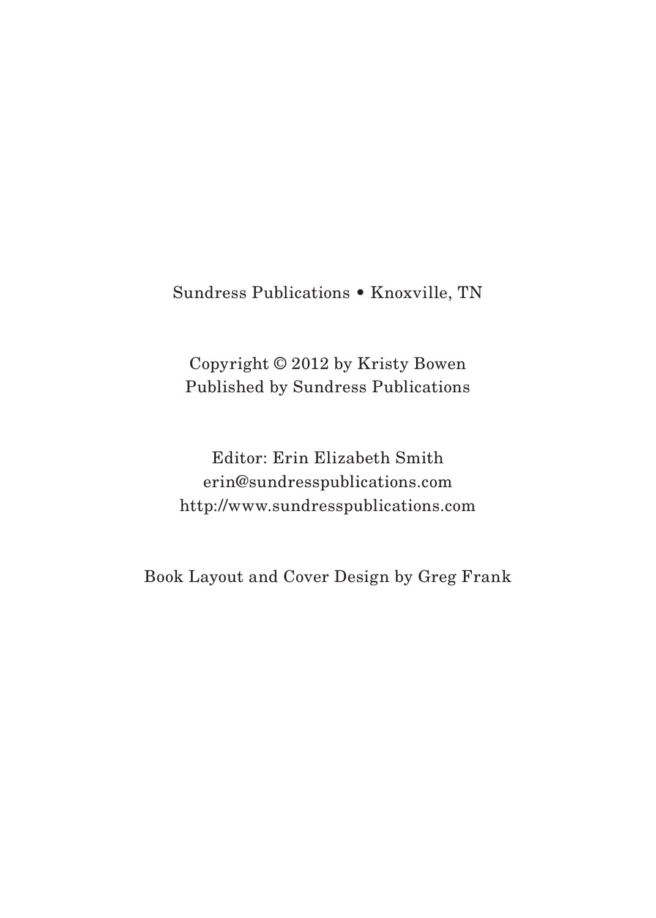Sundress Publications • Knoxville, TN

Copyright © 2012 by Kristy Bowen
Published by Sundress Publications

Editor: Erin Elizabeth Smith
erin@sundresspublications.com
http://www.sundresspublications.com

Book Layout and Cover Design by Greg Frank